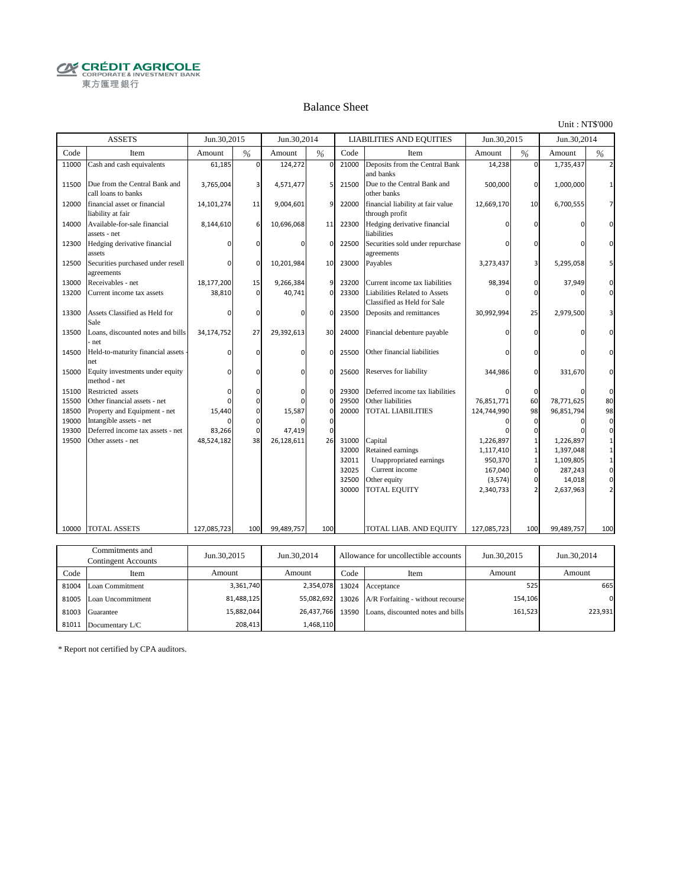CRÉDIT AGRICOLE
CORPORATE & INVESTMENT BANK
東方匯理銀行

# Balance Sheet

Unit : NT$'000

| ASSETS | | Jun.30,2015 | | Jun.30,2014 | | LIABILITIES AND EQUITIES | | Jun.30,2015 | | Jun.30,2014 | |
|---|---|---|---|---|---|---|---|---|---|---|---|
| Code | Item | Amount | % | Amount | % | Code | Item | Amount | % | Amount | % |
| 11000 | Cash and cash equivalents | 61,185 | 0 | 124,272 | 0 | 21000 | Deposits from the Central Bank and banks | 14,238 | 0 | 1,735,437 | 2 |
| 11500 | Due from the Central Bank and call loans to banks | 3,765,004 | 3 | 4,571,477 | 5 | 21500 | Due to the Central Bank and other banks | 500,000 | 0 | 1,000,000 | 1 |
| 12000 | financial asset or financial liability at fair | 14,101,274 | 11 | 9,004,601 | 9 | 22000 | financial liability at fair value through profit | 12,669,170 | 10 | 6,700,555 | 7 |
| 14000 | Available-for-sale financial assets - net | 8,144,610 | 6 | 10,696,068 | 11 | 22300 | Hedging derivative financial liabilities | 0 | 0 | 0 | 0 |
| 12300 | Hedging derivative financial assets | 0 | 0 | 0 | 0 | 22500 | Securities sold under repurchase agreements | 0 | 0 | 0 | 0 |
| 12500 | Securities purchased under resell agreements | 0 | 0 | 10,201,984 | 10 | 23000 | Payables | 3,273,437 | 3 | 5,295,058 | 5 |
| 13000 | Receivables - net | 18,177,200 | 15 | 9,266,384 | 9 | 23200 | Current income tax liabilities | 98,394 | 0 | 37,949 | 0 |
| 13200 | Current income tax assets | 38,810 | 0 | 40,741 | 0 | 23300 | Liabilities Related to Assets Classified as Held for Sale | 0 | 0 | 0 | 0 |
| 13300 | Assets Classified as Held for Sale | 0 | 0 | 0 | 0 | 23500 | Deposits and remittances | 30,992,994 | 25 | 2,979,500 | 3 |
| 13500 | Loans, discounted notes and bills - net | 34,174,752 | 27 | 29,392,613 | 30 | 24000 | Financial debenture payable | 0 | 0 | 0 | 0 |
| 14500 | Held-to-maturity financial assets - net | 0 | 0 | 0 | 0 | 25500 | Other financial liabilities | 0 | 0 | 0 | 0 |
| 15000 | Equity investments under equity method - net | 0 | 0 | 0 | 0 | 25600 | Reserves for liability | 344,986 | 0 | 331,670 | 0 |
| 15100 | Restricted assets | 0 | 0 | 0 | 0 | 29300 | Deferred income tax liabilities | 0 | 0 | 0 | 0 |
| 15500 | Other financial assets - net | 0 | 0 | 0 | 0 | 29500 | Other liabilities | 76,851,771 | 60 | 78,771,625 | 80 |
| 18500 | Property and Equipment - net | 15,440 | 0 | 15,587 | 0 | 20000 | TOTAL LIABILITIES | 124,744,990 | 98 | 96,851,794 | 98 |
| 19000 | Intangible assets - net | 0 | 0 | 0 | 0 | | | 0 | 0 | 0 | 0 |
| 19300 | Deferred income tax assets - net | 83,266 | 0 | 47,419 | 0 | | | 0 | 0 | 0 | 0 |
| 19500 | Other assets - net | 48,524,182 | 38 | 26,128,611 | 26 | 31000 | Capital | 1,226,897 | 1 | 1,226,897 | 1 |
| | | | | | | 32000 | Retained earnings | 1,117,410 | 1 | 1,397,048 | 1 |
| | | | | | | 32011 | Unappropriated earnings | 950,370 | 1 | 1,109,805 | 1 |
| | | | | | | 32025 | Current income | 167,040 | 0 | 287,243 | 0 |
| | | | | | | 32500 | Other equity | (3,574) | 0 | 14,018 | 0 |
| | | | | | | 30000 | TOTAL EQUITY | 2,340,733 | 2 | 2,637,963 | 2 |
| 10000 | TOTAL ASSETS | 127,085,723 | 100 | 99,489,757 | 100 | | TOTAL LIAB. AND EQUITY | 127,085,723 | 100 | 99,489,757 | 100 |

| Commitments and Contingent Accounts | | Jun.30,2015 | Jun.30,2014 | Allowance for uncollectible accounts | | Jun.30,2015 | Jun.30,2014 |
|---|---|---|---|---|---|---|---|
| Code | Item | Amount | Amount | Code | Item | Amount | Amount |
| 81004 | Loan Commitment | 3,361,740 | 2,354,078 | 13024 | Acceptance | 525 | 665 |
| 81005 | Loan Uncommitment | 81,488,125 | 55,082,692 | 13026 | A/R Forfaiting - without recourse | 154,106 | 0 |
| 81003 | Guarantee | 15,882,044 | 26,437,766 | 13590 | Loans, discounted notes and bills | 161,523 | 223,931 |
| 81011 | Documentary L/C | 208,413 | 1,468,110 | | | | |

* Report not certified by CPA auditors.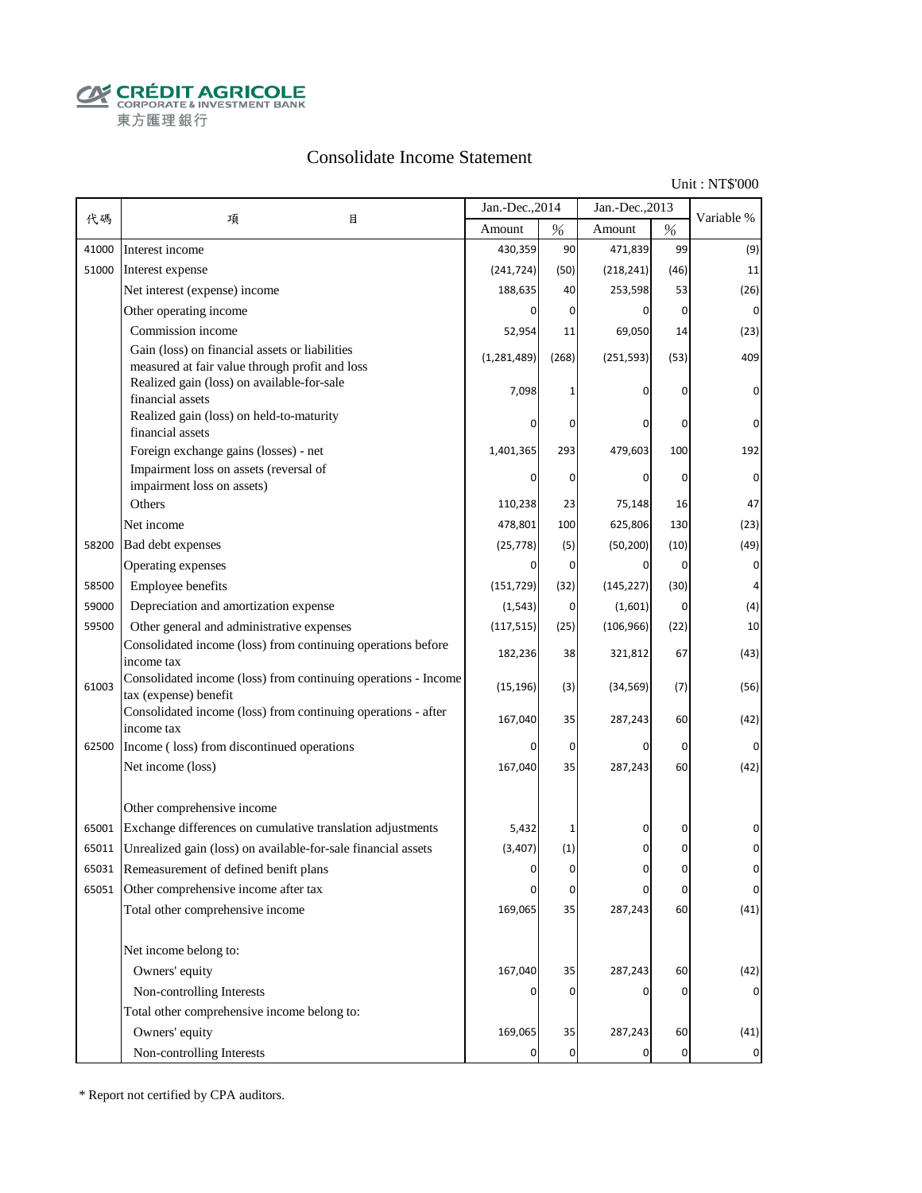CRÉDIT AGRICOLE
CORPORATE & INVESTMENT BANK
東方匯理銀行

# Consolidate Income Statement

Unit : NT$'000

| 代碼 | 項　　　目 | Jan.-Dec.,2014 | | Jan.-Dec.,2013 | | Variable % |
|---|---|---|---|---|---|---|
| | | Amount | % | Amount | % | |
| 41000 | Interest income | 430,359 | 90 | 471,839 | 99 | (9) |
| 51000 | Interest expense | (241,724) | (50) | (218,241) | (46) | 11 |
| | Net interest (expense) income | 188,635 | 40 | 253,598 | 53 | (26) |
| | Other operating income | 0 | 0 | 0 | 0 | 0 |
| | Commission income | 52,954 | 11 | 69,050 | 14 | (23) |
| | Gain (loss) on financial assets or liabilities measured at fair value through profit and loss | (1,281,489) | (268) | (251,593) | (53) | 409 |
| | Realized gain (loss) on available-for-sale financial assets | 7,098 | 1 | 0 | 0 | 0 |
| | Realized gain (loss) on held-to-maturity financial assets | 0 | 0 | 0 | 0 | 0 |
| | Foreign exchange gains (losses) - net | 1,401,365 | 293 | 479,603 | 100 | 192 |
| | Impairment loss on assets (reversal of impairment loss on assets) | 0 | 0 | 0 | 0 | 0 |
| | Others | 110,238 | 23 | 75,148 | 16 | 47 |
| | Net income | 478,801 | 100 | 625,806 | 130 | (23) |
| 58200 | Bad debt expenses | (25,778) | (5) | (50,200) | (10) | (49) |
| | Operating expenses | 0 | 0 | 0 | 0 | 0 |
| 58500 | Employee benefits | (151,729) | (32) | (145,227) | (30) | 4 |
| 59000 | Depreciation and amortization expense | (1,543) | 0 | (1,601) | 0 | (4) |
| 59500 | Other general and administrative expenses | (117,515) | (25) | (106,966) | (22) | 10 |
| | Consolidated income (loss) from continuing operations before income tax | 182,236 | 38 | 321,812 | 67 | (43) |
| 61003 | Consolidated income (loss) from continuing operations - Income tax (expense) benefit | (15,196) | (3) | (34,569) | (7) | (56) |
| | Consolidated income (loss) from continuing operations - after income tax | 167,040 | 35 | 287,243 | 60 | (42) |
| 62500 | Income ( loss) from discontinued operations | 0 | 0 | 0 | 0 | 0 |
| | Net income (loss) | 167,040 | 35 | 287,243 | 60 | (42) |
| | | | | | | |
| | Other comprehensive income | | | | | |
| 65001 | Exchange differences on cumulative translation adjustments | 5,432 | 1 | 0 | 0 | 0 |
| 65011 | Unrealized gain (loss) on available-for-sale financial assets | (3,407) | (1) | 0 | 0 | 0 |
| 65031 | Remeasurement of defined benift plans | 0 | 0 | 0 | 0 | 0 |
| 65051 | Other comprehensive income after tax | 0 | 0 | 0 | 0 | 0 |
| | Total other comprehensive income | 169,065 | 35 | 287,243 | 60 | (41) |
| | | | | | | |
| | Net income belong to: | | | | | |
| | Owners' equity | 167,040 | 35 | 287,243 | 60 | (42) |
| | Non-controlling Interests | 0 | 0 | 0 | 0 | 0 |
| | Total other comprehensive income belong to: | | | | | |
| | Owners' equity | 169,065 | 35 | 287,243 | 60 | (41) |
| | Non-controlling Interests | 0 | 0 | 0 | 0 | 0 |

* Report not certified by CPA auditors.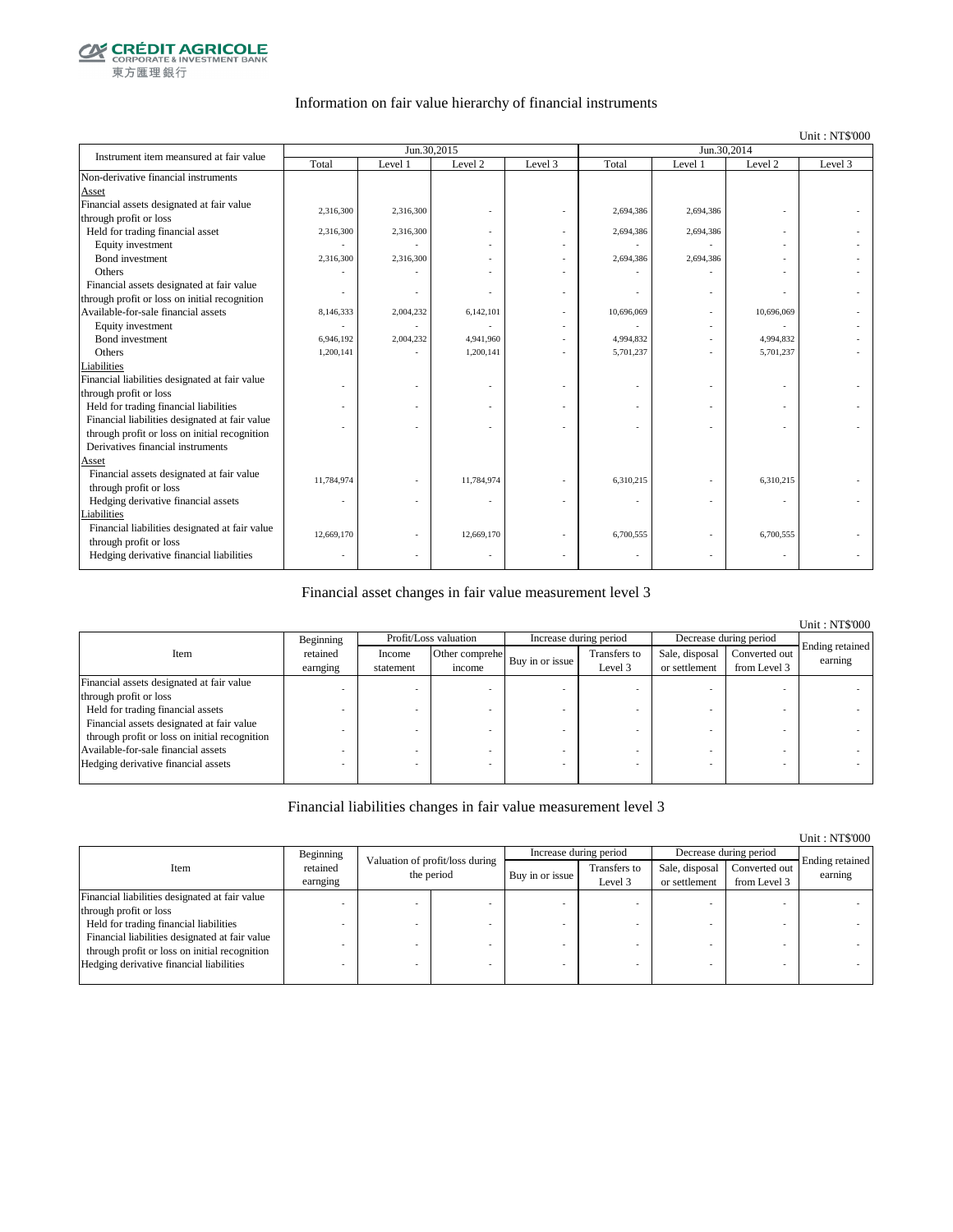CRÉDIT AGRICOLE CORPORATE & INVESTMENT BANK 東方匯理銀行

## Information on fair value hierarchy of financial instruments

Unit : NT$'000

| Instrument item measured at fair value | Jun.30,2015 | | | | Jun.30,2014 | | | |
|---|---|---|---|---|---|---|---|---|
| | Total | Level 1 | Level 2 | Level 3 | Total | Level 1 | Level 2 | Level 3 |
| Non-derivative financial instruments | | | | | | | | |
| Asset | | | | | | | | |
| Financial assets designated at fair value through profit or loss | 2,316,300 | 2,316,300 | - | - | 2,694,386 | 2,694,386 | - | - |
| Held for trading financial asset | 2,316,300 | 2,316,300 | - | - | 2,694,386 | 2,694,386 | - | - |
| Equity investment | - | - | - | - | - | - | - | - |
| Bond investment | 2,316,300 | 2,316,300 | - | - | 2,694,386 | 2,694,386 | - | - |
| Others | - | - | - | - | - | - | - | - |
| Financial assets designated at fair value through profit or loss on initial recognition | - | - | - | - | - | - | - | - |
| Available-for-sale financial assets | 8,146,333 | 2,004,232 | 6,142,101 | - | 10,696,069 | - | 10,696,069 | - |
| Equity investment | - | - | - | - | - | - | - | - |
| Bond investment | 6,946,192 | 2,004,232 | 4,941,960 | - | 4,994,832 | - | 4,994,832 | - |
| Others | 1,200,141 | - | 1,200,141 | - | 5,701,237 | - | 5,701,237 | - |
| Liabilities | | | | | | | | |
| Financial liabilities designated at fair value through profit or loss | - | - | - | - | - | - | - | - |
| Held for trading financial liabilities | - | - | - | - | - | - | - | - |
| Financial liabilities designated at fair value through profit or loss on initial recognition | - | - | - | - | - | - | - | - |
| Derivatives financial instruments | | | | | | | | |
| Asset | | | | | | | | |
| Financial assets designated at fair value through profit or loss | 11,784,974 | - | 11,784,974 | - | 6,310,215 | - | 6,310,215 | - |
| Hedging derivative financial assets | - | - | - | - | - | - | - | - |
| Liabilities | | | | | | | | |
| Financial liabilities designated at fair value through profit or loss | 12,669,170 | - | 12,669,170 | - | 6,700,555 | - | 6,700,555 | - |
| Hedging derivative financial liabilities | - | - | - | - | - | - | - | - |

## Financial asset changes in fair value measurement level 3

Unit : NT$'000

| Item | Beginning retained earnging | Profit/Loss valuation | | Increase during period | | Decrease during period | | Ending retained earning |
|---|---|---|---|---|---|---|---|---|
| | | Income statement | Other comprehe income | Buy in or issue | Transfers to Level 3 | Sale, disposal or settlement | Converted out from Level 3 | |
| Financial assets designated at fair value through profit or loss | - | - | - | - | - | - | - | - |
| Held for trading financial assets | - | - | - | - | - | - | - | - |
| Financial assets designated at fair value through profit or loss on initial recognition | - | - | - | - | - | - | - | - |
| Available-for-sale financial assets | - | - | - | - | - | - | - | - |
| Hedging derivative financial assets | - | - | - | - | - | - | - | - |

## Financial liabilities changes in fair value measurement level 3

Unit : NT$'000

| Item | Beginning retained earnging | Valuation of profit/loss during the period | | Increase during period | | Decrease during period | | Ending retained earning |
|---|---|---|---|---|---|---|---|---|
| | | | | Buy in or issue | Transfers to Level 3 | Sale, disposal or settlement | Converted out from Level 3 | |
| Financial liabilities designated at fair value through profit or loss | - | - | - | - | - | - | - | - |
| Held for trading financial liabilities | - | - | - | - | - | - | - | - |
| Financial liabilities designated at fair value through profit or loss on initial recognition | - | - | - | - | - | - | - | - |
| Hedging derivative financial liabilities | - | - | - | - | - | - | - | - |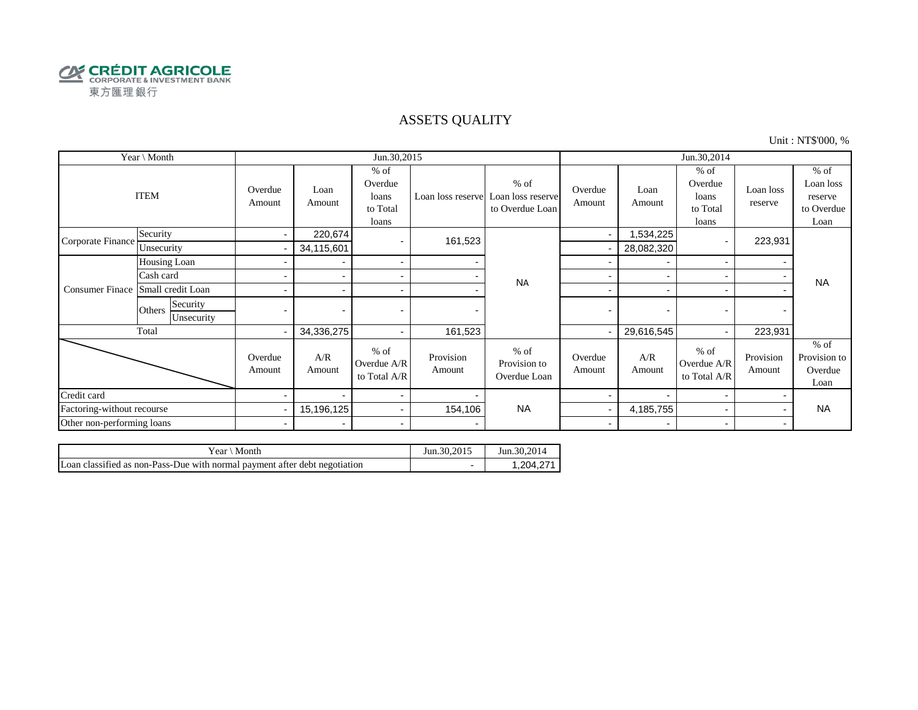CRÉDIT AGRICOLE
CORPORATE & INVESTMENT BANK
東方匯理銀行

# ASSETS QUALITY

Unit : NT$'000, %

| Year \ Month | | | Jun.30,2015 | | | | | Jun.30,2014 | | | | |
|---|---|---|---|---|---|---|---|---|---|---|---|---|
| ITEM | | | Overdue Amount | Loan Amount | % of Overdue loans to Total loans | Loan loss reserve | % of Loan loss reserve to Overdue Loan | Overdue Amount | Loan Amount | % of Overdue loans to Total loans | Loan loss reserve | % of Loan loss reserve to Overdue Loan |
| Corporate Finance | Security | | - | 220,674 | - | 161,523 | NA | - | 1,534,225 | - | 223,931 | NA |
| | Unsecurity | | - | 34,115,601 | | | | - | 28,082,320 | | | |
| Consumer Finace | Housing Loan | | - | - | - | - | | - | - | - | - | |
| | Cash card | | - | - | - | - | | - | - | - | - | |
| | Small credit Loan | | - | - | - | - | | - | - | - | - | |
| | Others | Security | - | - | - | - | | - | - | - | - | |
| | | Unsecurity | | | | | | | | | | |
| Total | | | - | 34,336,275 | - | 161,523 | | - | 29,616,545 | - | 223,931 | |
| | | | Overdue Amount | A/R Amount | % of Overdue A/R to Total A/R | Provision Amount | % of Provision to Overdue Loan | Overdue Amount | A/R Amount | % of Overdue A/R to Total A/R | Provision Amount | % of Provision to Overdue Loan |
| Credit card | | | - | - | - | - | NA | - | - | - | - | NA |
| Factoring-without recourse | | | - | 15,196,125 | - | 154,106 | | - | 4,185,755 | - | - | |
| Other non-performing loans | | | - | - | - | - | | - | - | - | - | |

| Year \ Month | Jun.30,2015 | Jun.30,2014 |
|---|---|---|
| Loan classified as non-Pass-Due with normal payment after debt negotiation | - | 1,204,271 |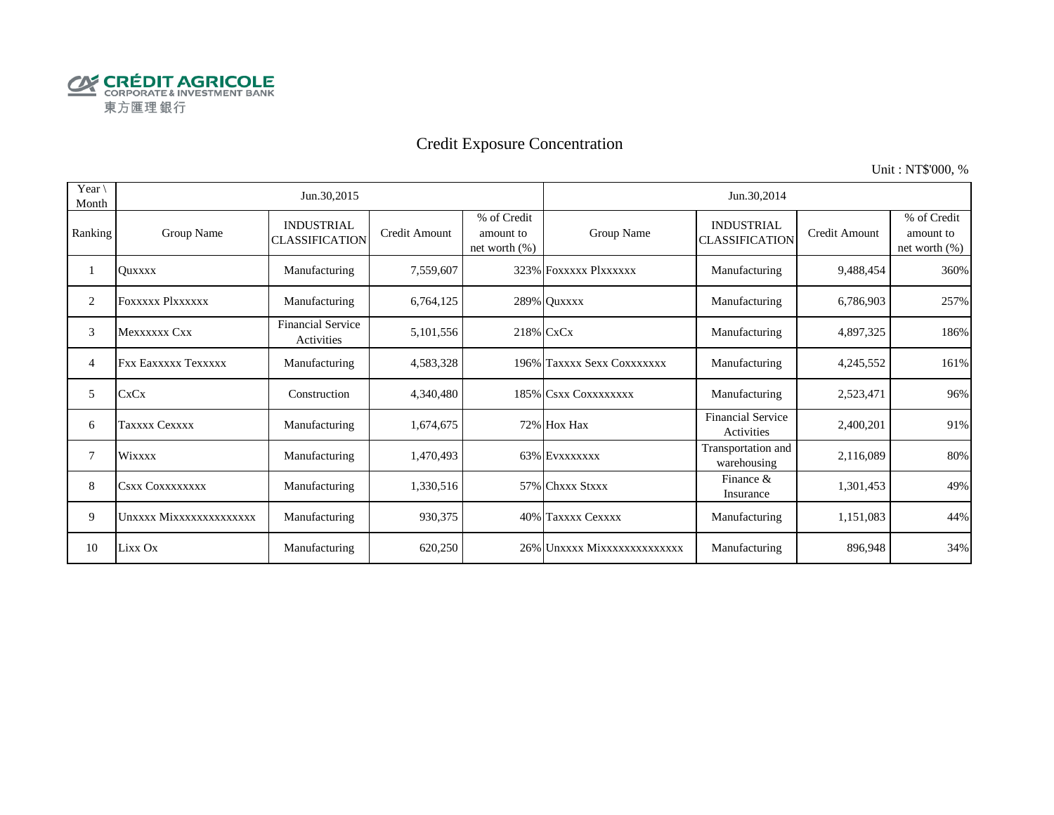CRÉDIT AGRICOLE
CORPORATE & INVESTMENT BANK
東方匯理銀行

# Credit Exposure Concentration

Unit : NT$'000, %

| Year \ Month | Jun.30,2015 | | | | Jun.30,2014 | | | |
|---|---|---|---|---|---|---|---|---|
| Ranking | Group Name | INDUSTRIAL CLASSIFICATION | Credit Amount | % of Credit amount to net worth (%) | Group Name | INDUSTRIAL CLASSIFICATION | Credit Amount | % of Credit amount to net worth (%) |
| 1 | Quxxxx | Manufacturing | 7,559,607 | 323% | Foxxxxx Plxxxxxx | Manufacturing | 9,488,454 | 360% |
| 2 | Foxxxxx Plxxxxxx | Manufacturing | 6,764,125 | 289% | Quxxxx | Manufacturing | 6,786,903 | 257% |
| 3 | Mexxxxxx Cxx | Financial Service Activities | 5,101,556 | 218% | CxCx | Manufacturing | 4,897,325 | 186% |
| 4 | Fxx Eaxxxxx Texxxxx | Manufacturing | 4,583,328 | 196% | Taxxxx Sexx Coxxxxxxx | Manufacturing | 4,245,552 | 161% |
| 5 | CxCx | Construction | 4,340,480 | 185% | Csxx Coxxxxxxxx | Manufacturing | 2,523,471 | 96% |
| 6 | Taxxxx Cexxxx | Manufacturing | 1,674,675 | 72% | Hox Hax | Financial Service Activities | 2,400,201 | 91% |
| 7 | Wixxxx | Manufacturing | 1,470,493 | 63% | Evxxxxxxx | Transportation and warehousing | 2,116,089 | 80% |
| 8 | Csxx Coxxxxxxxx | Manufacturing | 1,330,516 | 57% | Chxxx Stxxx | Finance & Insurance | 1,301,453 | 49% |
| 9 | Unxxxx Mixxxxxxxxxxxxxx | Manufacturing | 930,375 | 40% | Taxxxx Cexxxx | Manufacturing | 1,151,083 | 44% |
| 10 | Lixx Ox | Manufacturing | 620,250 | 26% | Unxxxx Mixxxxxxxxxxxxxx | Manufacturing | 896,948 | 34% |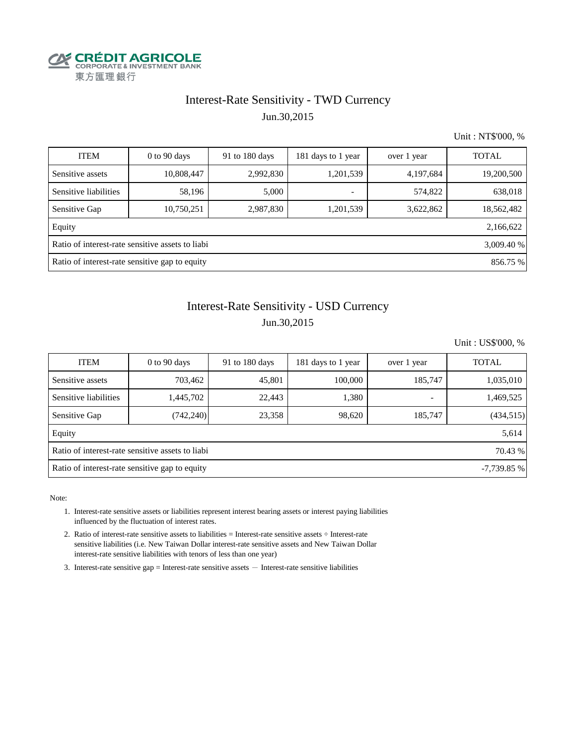CRÉDIT AGRICOLE
CORPORATE & INVESTMENT BANK
東方匯理銀行

# Interest-Rate Sensitivity - TWD Currency

Jun.30,2015

Unit : NT$'000, %

| ITEM | 0 to 90 days | 91 to 180 days | 181 days to 1 year | over 1 year | TOTAL |
|---|---|---|---|---|---|
| Sensitive assets | 10,808,447 | 2,992,830 | 1,201,539 | 4,197,684 | 19,200,500 |
| Sensitive liabilities | 58,196 | 5,000 | - | 574,822 | 638,018 |
| Sensitive Gap | 10,750,251 | 2,987,830 | 1,201,539 | 3,622,862 | 18,562,482 |
| Equity | | | | | 2,166,622 |
| Ratio of interest-rate sensitive assets to liabi | | | | | 3,009.40 % |
| Ratio of interest-rate sensitive gap to equity | | | | | 856.75 % |

# Interest-Rate Sensitivity - USD Currency

Jun.30,2015

Unit : US$'000, %

| ITEM | 0 to 90 days | 91 to 180 days | 181 days to 1 year | over 1 year | TOTAL |
|---|---|---|---|---|---|
| Sensitive assets | 703,462 | 45,801 | 100,000 | 185,747 | 1,035,010 |
| Sensitive liabilities | 1,445,702 | 22,443 | 1,380 | - | 1,469,525 |
| Sensitive Gap | (742,240) | 23,358 | 98,620 | 185,747 | (434,515) |
| Equity | | | | | 5,614 |
| Ratio of interest-rate sensitive assets to liabi | | | | | 70.43 % |
| Ratio of interest-rate sensitive gap to equity | | | | | -7,739.85 % |

Note:

1. Interest-rate sensitive assets or liabilities represent interest bearing assets or interest paying liabilities influenced by the fluctuation of interest rates.
2. Ratio of interest-rate sensitive assets to liabilities = Interest-rate sensitive assets ÷ Interest-rate sensitive liabilities (i.e. New Taiwan Dollar interest-rate sensitive assets and New Taiwan Dollar interest-rate sensitive liabilities with tenors of less than one year)
3. Interest-rate sensitive gap = Interest-rate sensitive assets － Interest-rate sensitive liabilities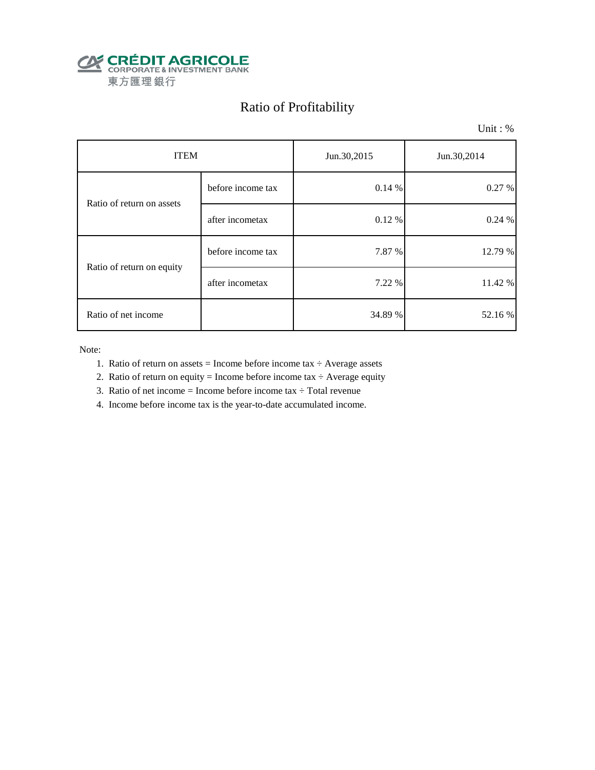CRÉDIT AGRICOLE
CORPORATE & INVESTMENT BANK
東方匯理銀行

# Ratio of Profitability

Unit : %

| ITEM | | Jun.30,2015 | Jun.30,2014 |
|---|---|---|---|
| Ratio of return on assets | before income tax | 0.14 % | 0.27 % |
| | after incometax | 0.12 % | 0.24 % |
| Ratio of return on equity | before income tax | 7.87 % | 12.79 % |
| | after incometax | 7.22 % | 11.42 % |
| Ratio of net income | | 34.89 % | 52.16 % |

Note:

1. Ratio of return on assets = Income before income tax ÷ Average assets
2. Ratio of return on equity = Income before income tax ÷ Average equity
3. Ratio of net income = Income before income tax ÷ Total revenue
4. Income before income tax is the year-to-date accumulated income.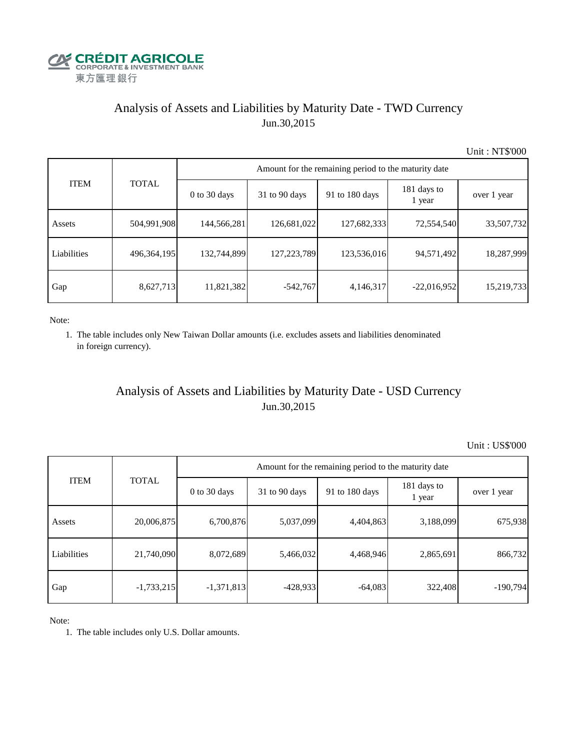CRÉDIT AGRICOLE
CORPORATE & INVESTMENT BANK
東方匯理銀行

## Analysis of Assets and Liabilities by Maturity Date - TWD Currency
Jun.30,2015

Unit : NT$'000

| ITEM | TOTAL | Amount for the remaining period to the maturity date | | | | |
|---|---|---|---|---|---|---|
| | | 0 to 30 days | 31 to 90 days | 91 to 180 days | 181 days to 1 year | over 1 year |
| Assets | 504,991,908 | 144,566,281 | 126,681,022 | 127,682,333 | 72,554,540 | 33,507,732 |
| Liabilities | 496,364,195 | 132,744,899 | 127,223,789 | 123,536,016 | 94,571,492 | 18,287,999 |
| Gap | 8,627,713 | 11,821,382 | -542,767 | 4,146,317 | -22,016,952 | 15,219,733 |

Note:

1. The table includes only New Taiwan Dollar amounts (i.e. excludes assets and liabilities denominated in foreign currency).

## Analysis of Assets and Liabilities by Maturity Date - USD Currency
Jun.30,2015

Unit : US$'000

| ITEM | TOTAL | Amount for the remaining period to the maturity date | | | | |
|---|---|---|---|---|---|---|
| | | 0 to 30 days | 31 to 90 days | 91 to 180 days | 181 days to 1 year | over 1 year |
| Assets | 20,006,875 | 6,700,876 | 5,037,099 | 4,404,863 | 3,188,099 | 675,938 |
| Liabilities | 21,740,090 | 8,072,689 | 5,466,032 | 4,468,946 | 2,865,691 | 866,732 |
| Gap | -1,733,215 | -1,371,813 | -428,933 | -64,083 | 322,408 | -190,794 |

Note:

1. The table includes only U.S. Dollar amounts.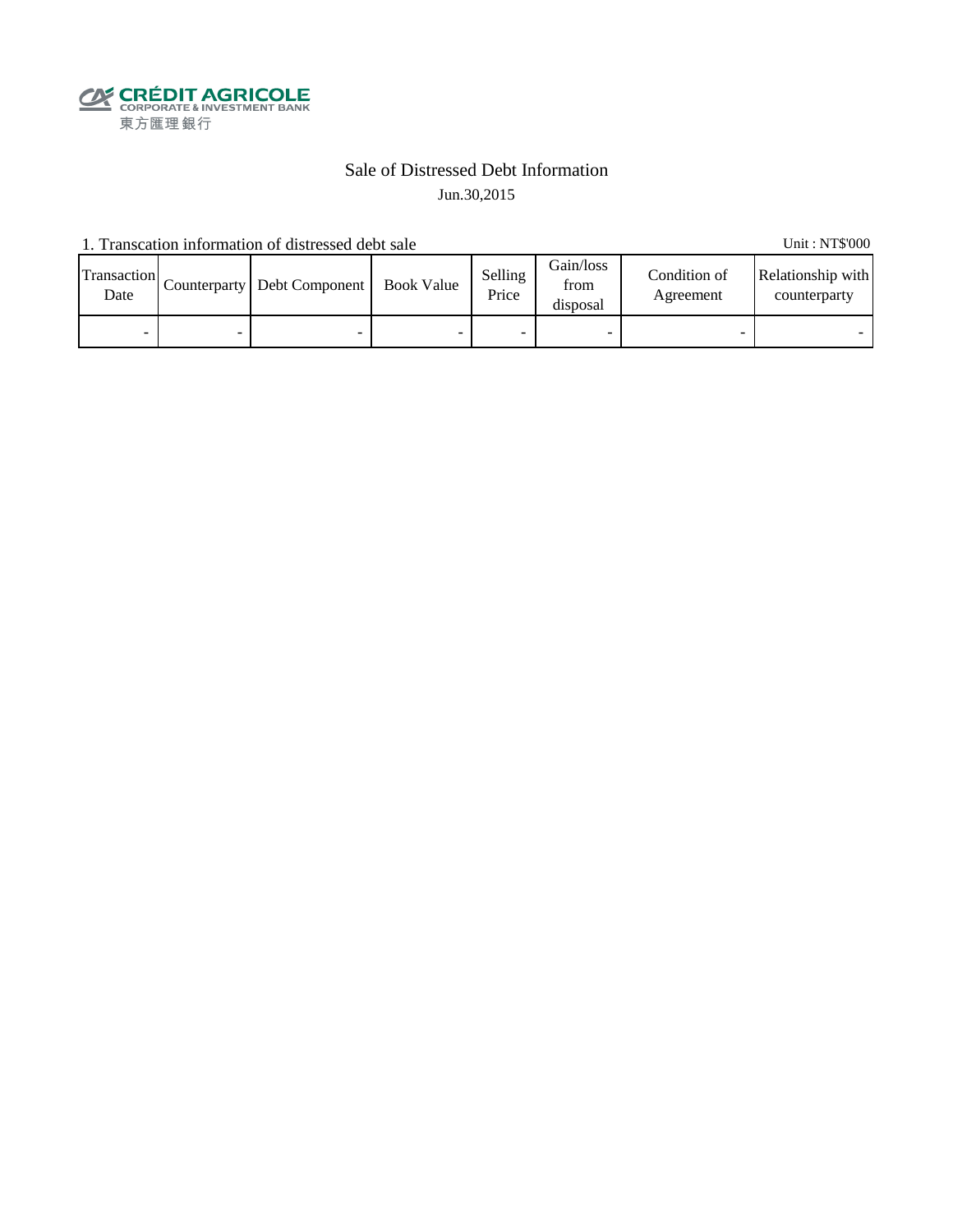CRÉDIT AGRICOLE
CORPORATE & INVESTMENT BANK
東方匯理銀行

# Sale of Distressed Debt Information

Jun.30,2015

1. Transcation information of distressed debt sale

Unit : NT$'000

| Transaction Date | Counterparty | Debt Component | Book Value | Selling Price | Gain/loss from disposal | Condition of Agreement | Relationship with counterparty |
|---|---|---|---|---|---|---|---|
| - | - | - | - | - | - | - | - |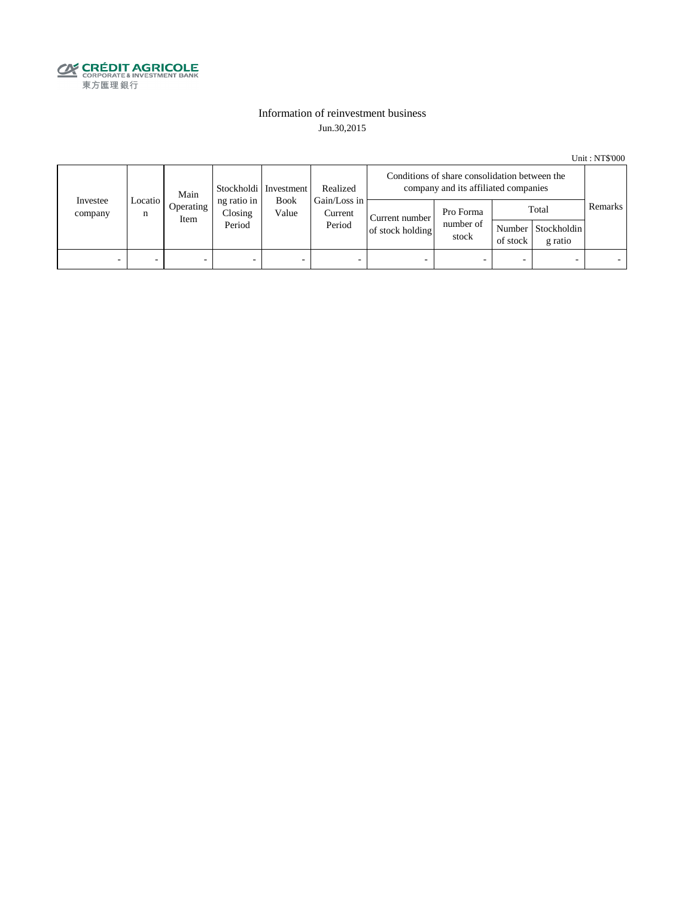CRÉDIT AGRICOLE
CORPORATE & INVESTMENT BANK
東方匯理銀行

# Information of reinvestment business

Jun.30,2015

Unit : NT$'000

| Investee company | Location | Main Operating Item | Stockholding ratio in Closing Period | Investment Book Value | Realized Gain/Loss in Current Period | Conditions of share consolidation between the company and its affiliated companies | | | | Remarks |
|---|---|---|---|---|---|---|---|---|---|---|
| | | | | | | Current number of stock holding | Pro Forma number of stock | Total | | |
| | | | | | | | | Number of stock | Stockholding ratio | |
| - | - | - | - | - | - | - | - | - | - | - |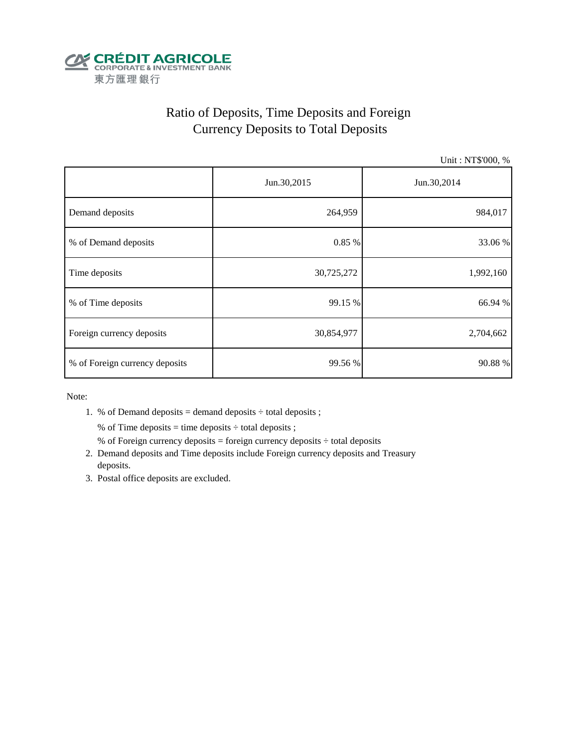CRÉDIT AGRICOLE
CORPORATE & INVESTMENT BANK
東方匯理銀行

# Ratio of Deposits, Time Deposits and Foreign Currency Deposits to Total Deposits

Unit : NT$'000, %

| | Jun.30,2015 | Jun.30,2014 |
|---|---|---|
| Demand deposits | 264,959 | 984,017 |
| % of Demand deposits | 0.85 % | 33.06 % |
| Time deposits | 30,725,272 | 1,992,160 |
| % of Time deposits | 99.15 % | 66.94 % |
| Foreign currency deposits | 30,854,977 | 2,704,662 |
| % of Foreign currency deposits | 99.56 % | 90.88 % |

Note:

1. % of Demand deposits = demand deposits ÷ total deposits ;
   % of Time deposits = time deposits ÷ total deposits ;
   % of Foreign currency deposits = foreign currency deposits ÷ total deposits
2. Demand deposits and Time deposits include Foreign currency deposits and Treasury deposits.
3. Postal office deposits are excluded.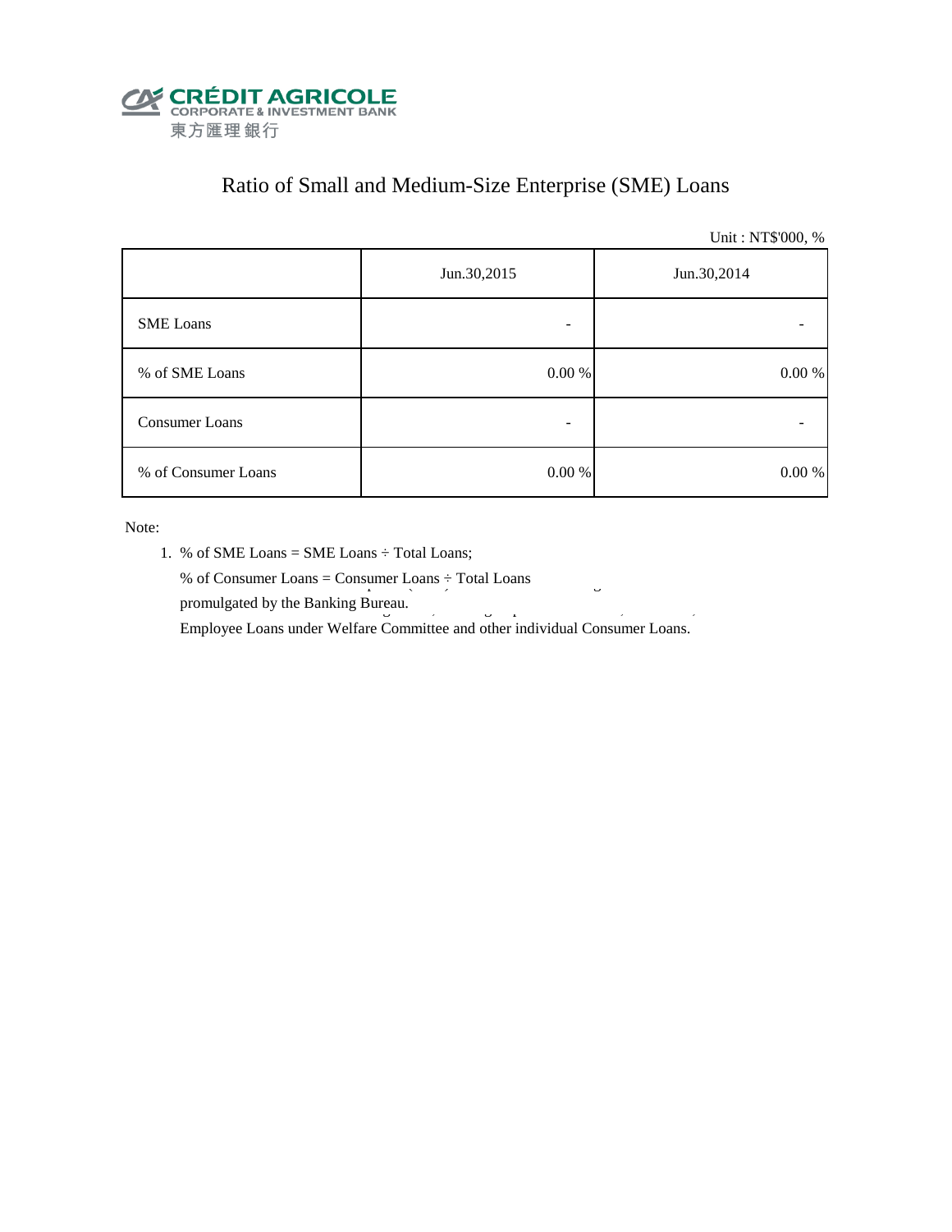CRÉDIT AGRICOLE
CORPORATE & INVESTMENT BANK
東方匯理銀行

# Ratio of Small and Medium-Size Enterprise (SME) Loans

Unit : NT$'000, %

| | Jun.30,2015 | Jun.30,2014 |
|---|---|---|
| SME Loans | - | - |
| % of SME Loans | 0.00 % | 0.00 % |
| Consumer Loans | - | - |
| % of Consumer Loans | 0.00 % | 0.00 % |

Note:

1. % of SME Loans = SME Loans ÷ Total Loans;

   % of Consumer Loans = Consumer Loans ÷ Total Loans

   promulgated by the Banking Bureau.

   Employee Loans under Welfare Committee and other individual Consumer Loans.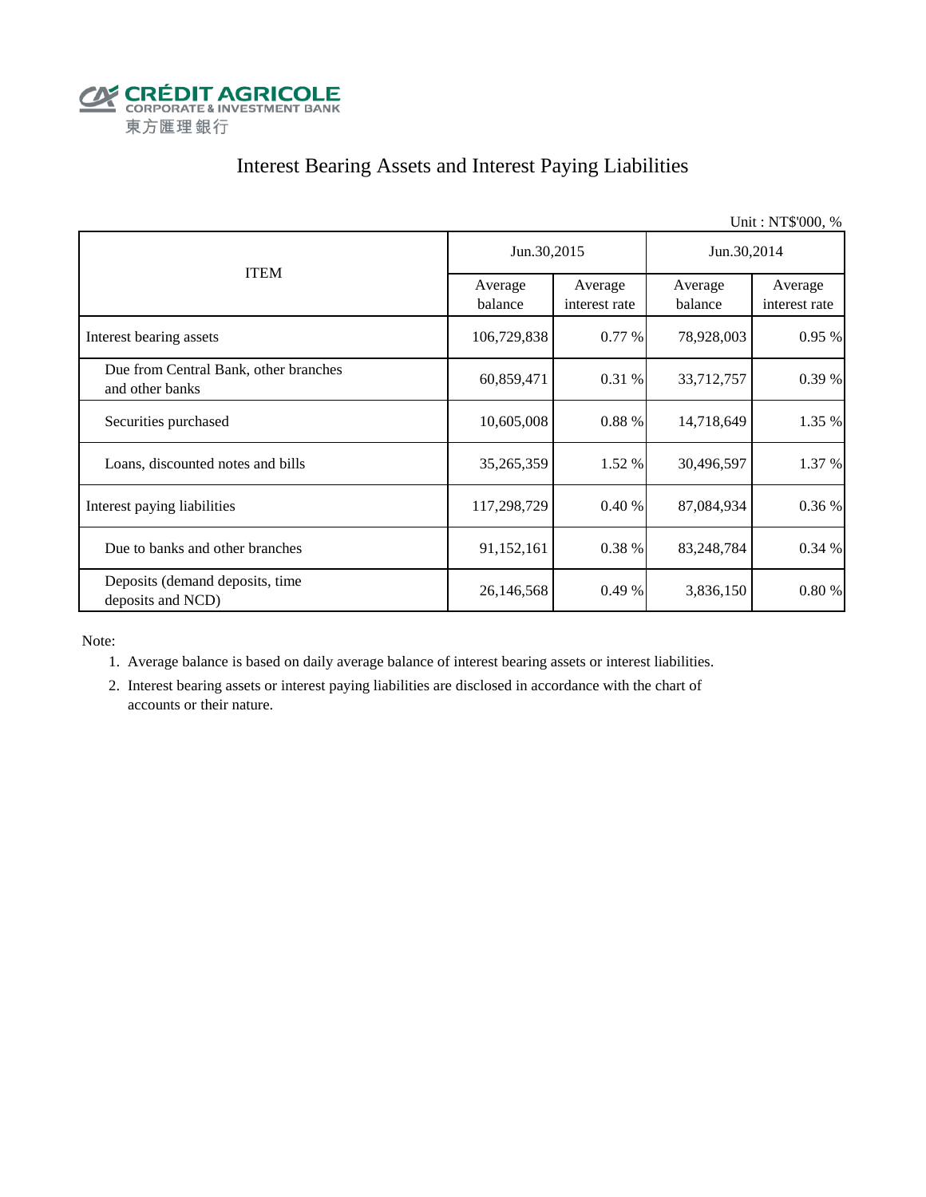CRÉDIT AGRICOLE
CORPORATE & INVESTMENT BANK
東方匯理銀行

# Interest Bearing Assets and Interest Paying Liabilities

Unit : NT$'000, %

| ITEM | Jun.30,2015 | | Jun.30,2014 | |
|---|---|---|---|---|
| | Average balance | Average interest rate | Average balance | Average interest rate |
| Interest bearing assets | 106,729,838 | 0.77 % | 78,928,003 | 0.95 % |
| Due from Central Bank, other branches and other banks | 60,859,471 | 0.31 % | 33,712,757 | 0.39 % |
| Securities purchased | 10,605,008 | 0.88 % | 14,718,649 | 1.35 % |
| Loans, discounted notes and bills | 35,265,359 | 1.52 % | 30,496,597 | 1.37 % |
| Interest paying liabilities | 117,298,729 | 0.40 % | 87,084,934 | 0.36 % |
| Due to banks and other branches | 91,152,161 | 0.38 % | 83,248,784 | 0.34 % |
| Deposits (demand deposits, time deposits and NCD) | 26,146,568 | 0.49 % | 3,836,150 | 0.80 % |

Note:

1. Average balance is based on daily average balance of interest bearing assets or interest liabilities.
2. Interest bearing assets or interest paying liabilities are disclosed in accordance with the chart of accounts or their nature.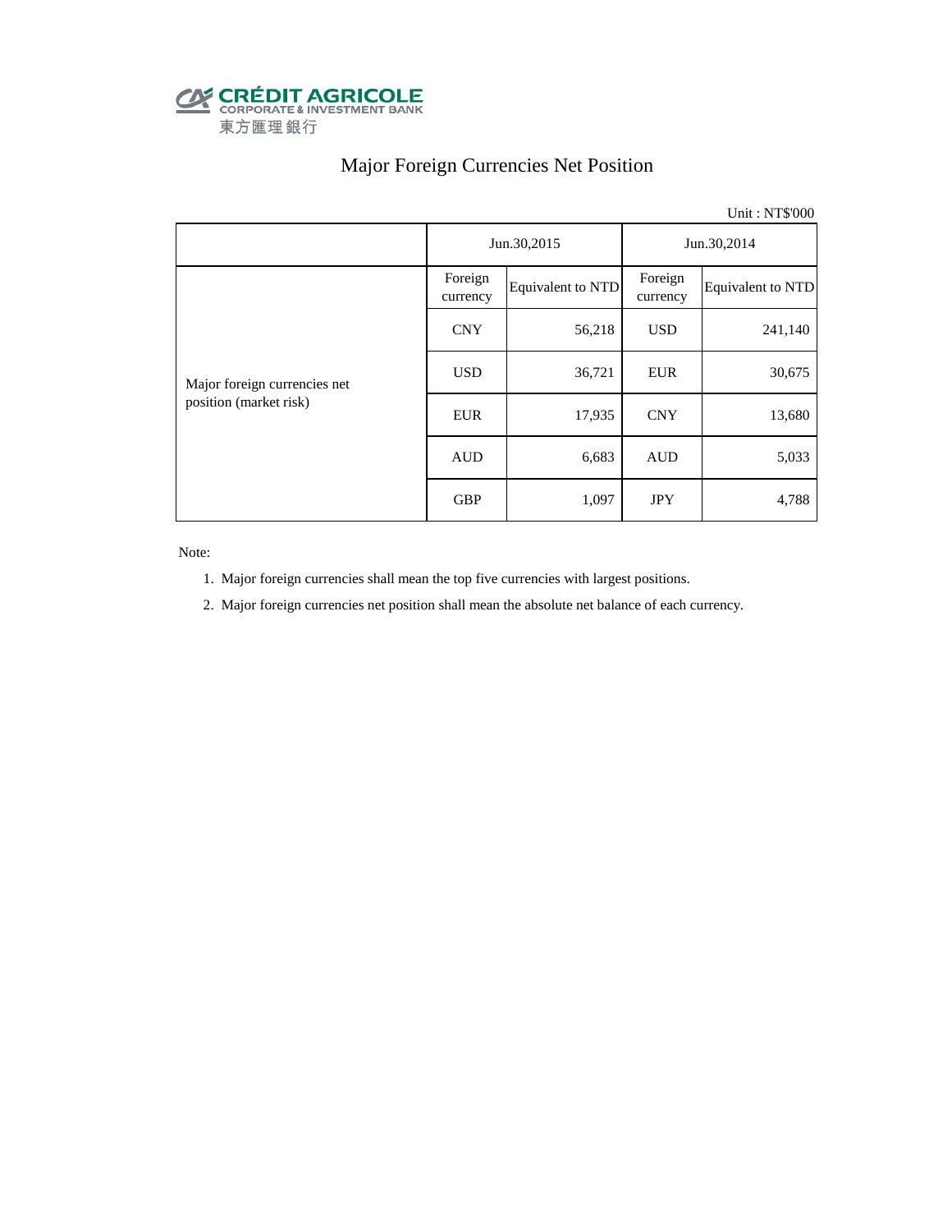CRÉDIT AGRICOLE
CORPORATE & INVESTMENT BANK
東方匯理銀行

# Major Foreign Currencies Net Position

Unit : NT$'000

| | Jun.30,2015 | | Jun.30,2014 | |
|---|---|---|---|---|
| | Foreign currency | Equivalent to NTD | Foreign currency | Equivalent to NTD |
| Major foreign currencies net position (market risk) | CNY | 56,218 | USD | 241,140 |
| | USD | 36,721 | EUR | 30,675 |
| | EUR | 17,935 | CNY | 13,680 |
| | AUD | 6,683 | AUD | 5,033 |
| | GBP | 1,097 | JPY | 4,788 |

Note:

1. Major foreign currencies shall mean the top five currencies with largest positions.
2. Major foreign currencies net position shall mean the absolute net balance of each currency.